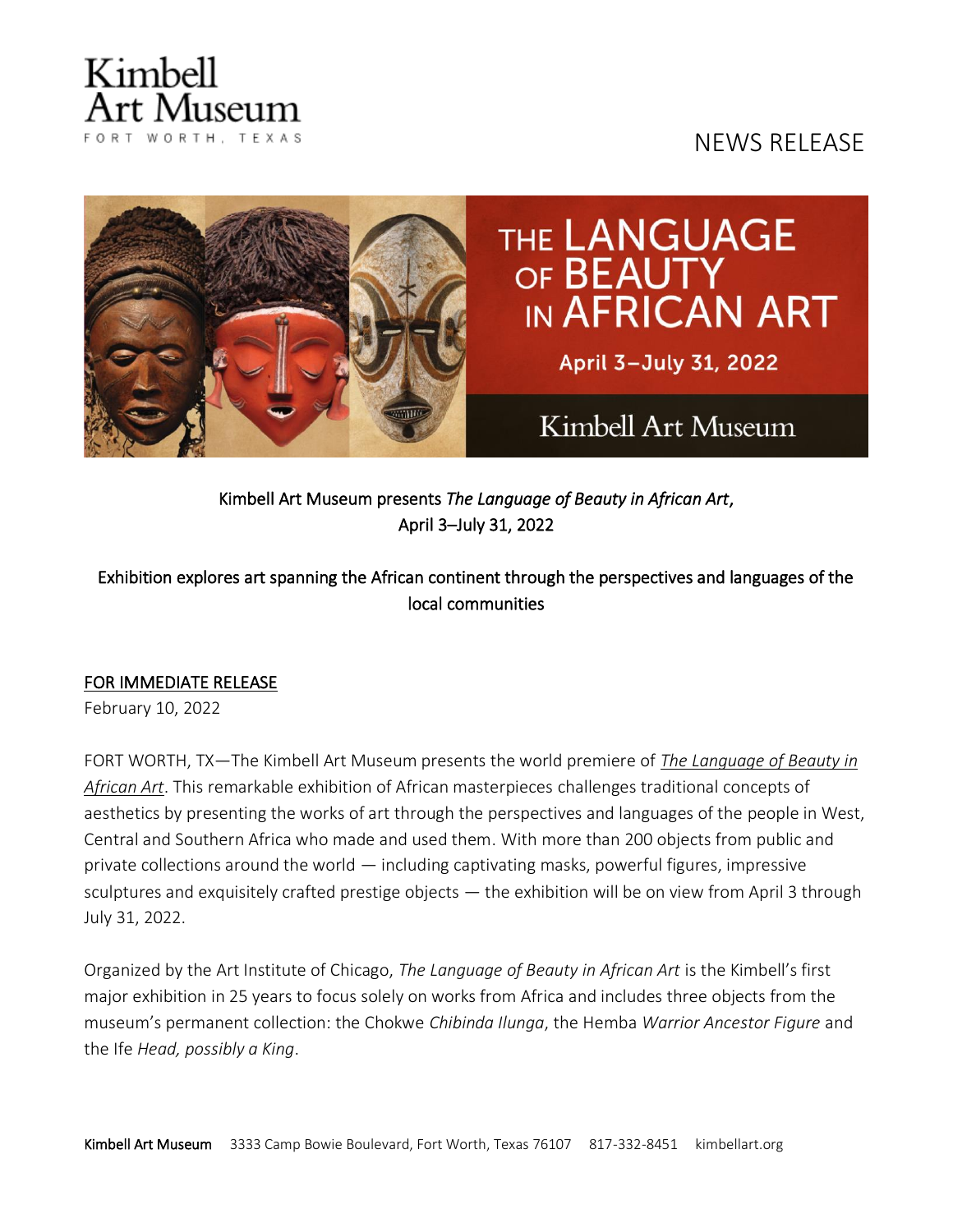Kimbell Art Museum
FORT WORTH, TEXAS

NEWS RELEASE

THE LANGUAGE OF BEAUTY IN AFRICAN ART

April 3–July 31, 2022

Kimbell Art Museum

## Kimbell Art Museum presents *The Language of Beauty in African Art*, April 3–July 31, 2022

### Exhibition explores art spanning the African continent through the perspectives and languages of the local communities

FOR IMMEDIATE RELEASE
February 10, 2022

FORT WORTH, TX—The Kimbell Art Museum presents the world premiere of *The Language of Beauty in African Art*. This remarkable exhibition of African masterpieces challenges traditional concepts of aesthetics by presenting the works of art through the perspectives and languages of the people in West, Central and Southern Africa who made and used them. With more than 200 objects from public and private collections around the world — including captivating masks, powerful figures, impressive sculptures and exquisitely crafted prestige objects — the exhibition will be on view from April 3 through July 31, 2022.

Organized by the Art Institute of Chicago, *The Language of Beauty in African Art* is the Kimbell's first major exhibition in 25 years to focus solely on works from Africa and includes three objects from the museum's permanent collection: the Chokwe *Chibinda Ilunga*, the Hemba *Warrior Ancestor Figure* and the Ife *Head, possibly a King*.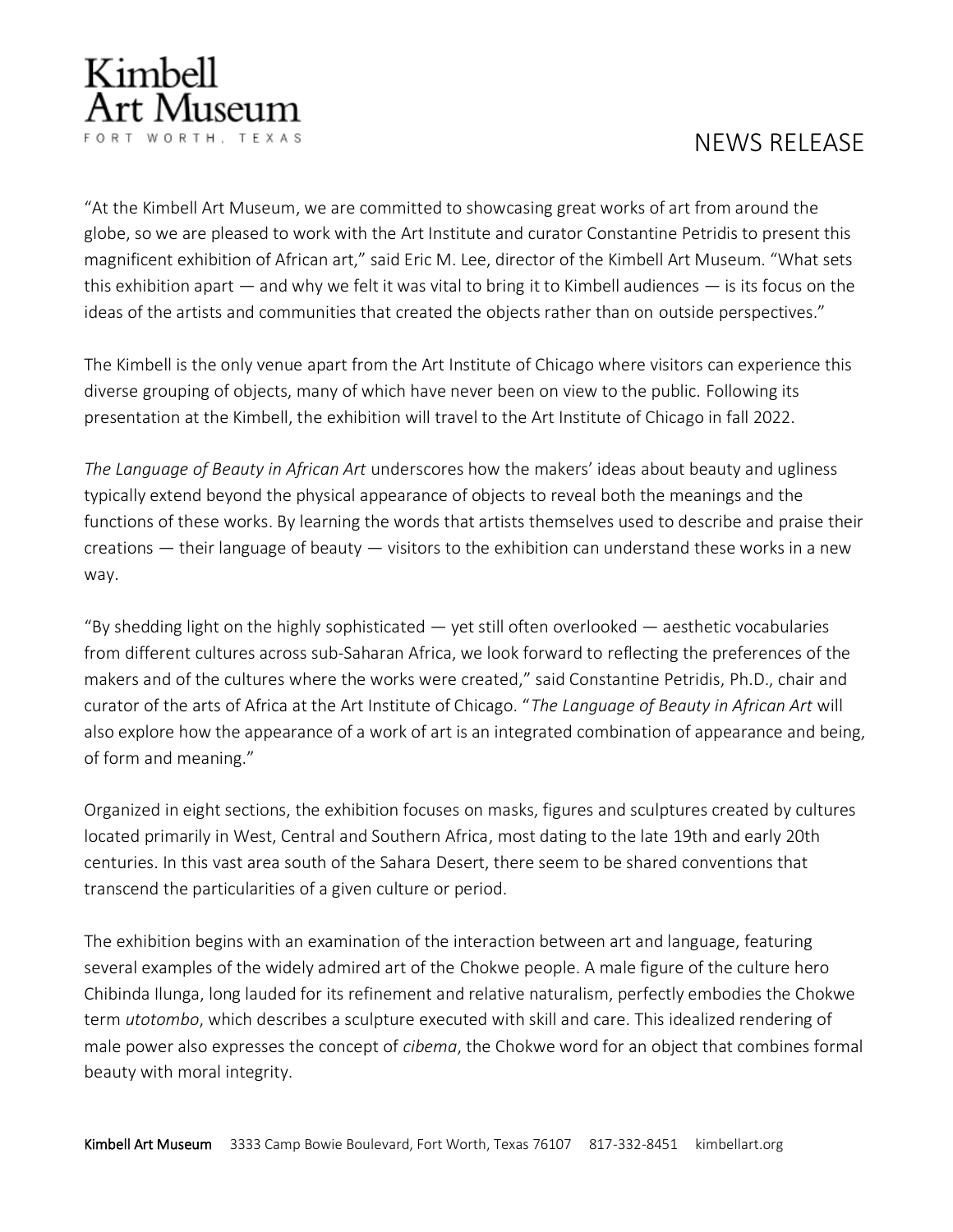"At the Kimbell Art Museum, we are committed to showcasing great works of art from around the globe, so we are pleased to work with the Art Institute and curator Constantine Petridis to present this magnificent exhibition of African art," said Eric M. Lee, director of the Kimbell Art Museum. "What sets this exhibition apart — and why we felt it was vital to bring it to Kimbell audiences — is its focus on the ideas of the artists and communities that created the objects rather than on outside perspectives."

The Kimbell is the only venue apart from the Art Institute of Chicago where visitors can experience this diverse grouping of objects, many of which have never been on view to the public. Following its presentation at the Kimbell, the exhibition will travel to the Art Institute of Chicago in fall 2022.

*The Language of Beauty in African Art* underscores how the makers' ideas about beauty and ugliness typically extend beyond the physical appearance of objects to reveal both the meanings and the functions of these works. By learning the words that artists themselves used to describe and praise their creations — their language of beauty — visitors to the exhibition can understand these works in a new way.

"By shedding light on the highly sophisticated — yet still often overlooked — aesthetic vocabularies from different cultures across sub-Saharan Africa, we look forward to reflecting the preferences of the makers and of the cultures where the works were created," said Constantine Petridis, Ph.D., chair and curator of the arts of Africa at the Art Institute of Chicago. "*The Language of Beauty in African Art* will also explore how the appearance of a work of art is an integrated combination of appearance and being, of form and meaning."

Organized in eight sections, the exhibition focuses on masks, figures and sculptures created by cultures located primarily in West, Central and Southern Africa, most dating to the late 19th and early 20th centuries. In this vast area south of the Sahara Desert, there seem to be shared conventions that transcend the particularities of a given culture or period.

The exhibition begins with an examination of the interaction between art and language, featuring several examples of the widely admired art of the Chokwe people. A male figure of the culture hero Chibinda Ilunga, long lauded for its refinement and relative naturalism, perfectly embodies the Chokwe term *utotombo*, which describes a sculpture executed with skill and care. This idealized rendering of male power also expresses the concept of *cibema*, the Chokwe word for an object that combines formal beauty with moral integrity.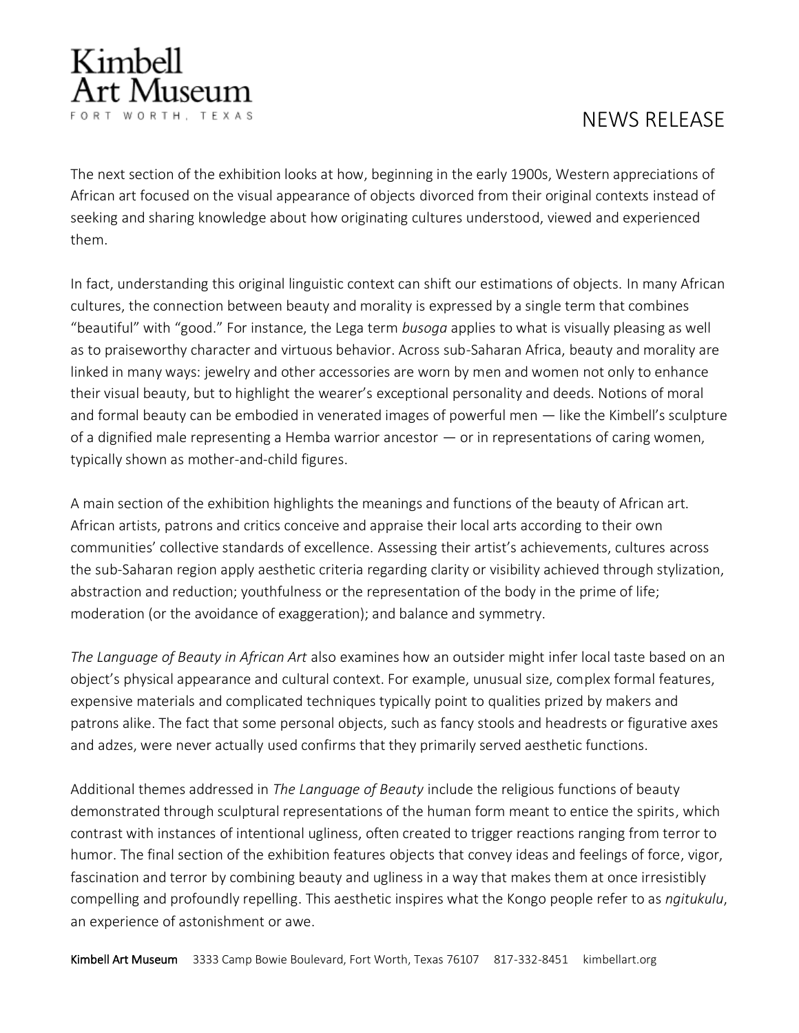The next section of the exhibition looks at how, beginning in the early 1900s, Western appreciations of African art focused on the visual appearance of objects divorced from their original contexts instead of seeking and sharing knowledge about how originating cultures understood, viewed and experienced them.

In fact, understanding this original linguistic context can shift our estimations of objects. In many African cultures, the connection between beauty and morality is expressed by a single term that combines "beautiful" with "good." For instance, the Lega term *busoga* applies to what is visually pleasing as well as to praiseworthy character and virtuous behavior. Across sub-Saharan Africa, beauty and morality are linked in many ways: jewelry and other accessories are worn by men and women not only to enhance their visual beauty, but to highlight the wearer's exceptional personality and deeds. Notions of moral and formal beauty can be embodied in venerated images of powerful men — like the Kimbell's sculpture of a dignified male representing a Hemba warrior ancestor — or in representations of caring women, typically shown as mother-and-child figures.

A main section of the exhibition highlights the meanings and functions of the beauty of African art. African artists, patrons and critics conceive and appraise their local arts according to their own communities' collective standards of excellence. Assessing their artist's achievements, cultures across the sub-Saharan region apply aesthetic criteria regarding clarity or visibility achieved through stylization, abstraction and reduction; youthfulness or the representation of the body in the prime of life; moderation (or the avoidance of exaggeration); and balance and symmetry.

*The Language of Beauty in African Art* also examines how an outsider might infer local taste based on an object's physical appearance and cultural context. For example, unusual size, complex formal features, expensive materials and complicated techniques typically point to qualities prized by makers and patrons alike. The fact that some personal objects, such as fancy stools and headrests or figurative axes and adzes, were never actually used confirms that they primarily served aesthetic functions.

Additional themes addressed in *The Language of Beauty* include the religious functions of beauty demonstrated through sculptural representations of the human form meant to entice the spirits, which contrast with instances of intentional ugliness, often created to trigger reactions ranging from terror to humor. The final section of the exhibition features objects that convey ideas and feelings of force, vigor, fascination and terror by combining beauty and ugliness in a way that makes them at once irresistibly compelling and profoundly repelling. This aesthetic inspires what the Kongo people refer to as *ngitukulu*, an experience of astonishment or awe.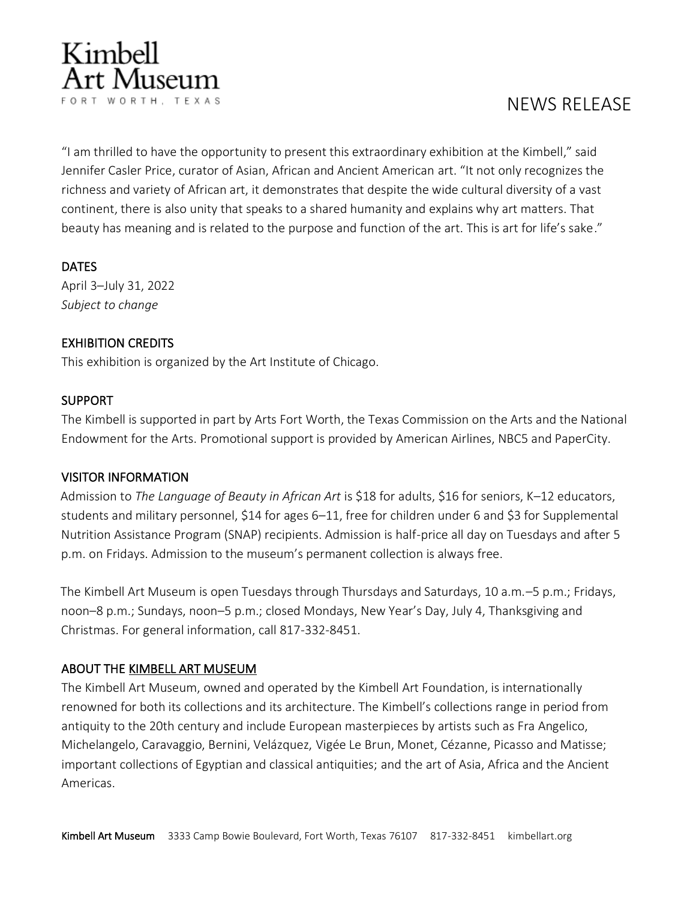"I am thrilled to have the opportunity to present this extraordinary exhibition at the Kimbell," said Jennifer Casler Price, curator of Asian, African and Ancient American art. "It not only recognizes the richness and variety of African art, it demonstrates that despite the wide cultural diversity of a vast continent, there is also unity that speaks to a shared humanity and explains why art matters. That beauty has meaning and is related to the purpose and function of the art. This is art for life's sake."

## DATES

April 3–July 31, 2022
*Subject to change*

## EXHIBITION CREDITS

This exhibition is organized by the Art Institute of Chicago.

## SUPPORT

The Kimbell is supported in part by Arts Fort Worth, the Texas Commission on the Arts and the National Endowment for the Arts. Promotional support is provided by American Airlines, NBC5 and PaperCity.

## VISITOR INFORMATION

Admission to *The Language of Beauty in African Art* is $18 for adults, $16 for seniors, K–12 educators, students and military personnel, $14 for ages 6–11, free for children under 6 and $3 for Supplemental Nutrition Assistance Program (SNAP) recipients. Admission is half-price all day on Tuesdays and after 5 p.m. on Fridays. Admission to the museum's permanent collection is always free.

The Kimbell Art Museum is open Tuesdays through Thursdays and Saturdays, 10 a.m.–5 p.m.; Fridays, noon–8 p.m.; Sundays, noon–5 p.m.; closed Mondays, New Year's Day, July 4, Thanksgiving and Christmas. For general information, call 817-332-8451.

## ABOUT THE KIMBELL ART MUSEUM

The Kimbell Art Museum, owned and operated by the Kimbell Art Foundation, is internationally renowned for both its collections and its architecture. The Kimbell's collections range in period from antiquity to the 20th century and include European masterpieces by artists such as Fra Angelico, Michelangelo, Caravaggio, Bernini, Velázquez, Vigée Le Brun, Monet, Cézanne, Picasso and Matisse; important collections of Egyptian and classical antiquities; and the art of Asia, Africa and the Ancient Americas.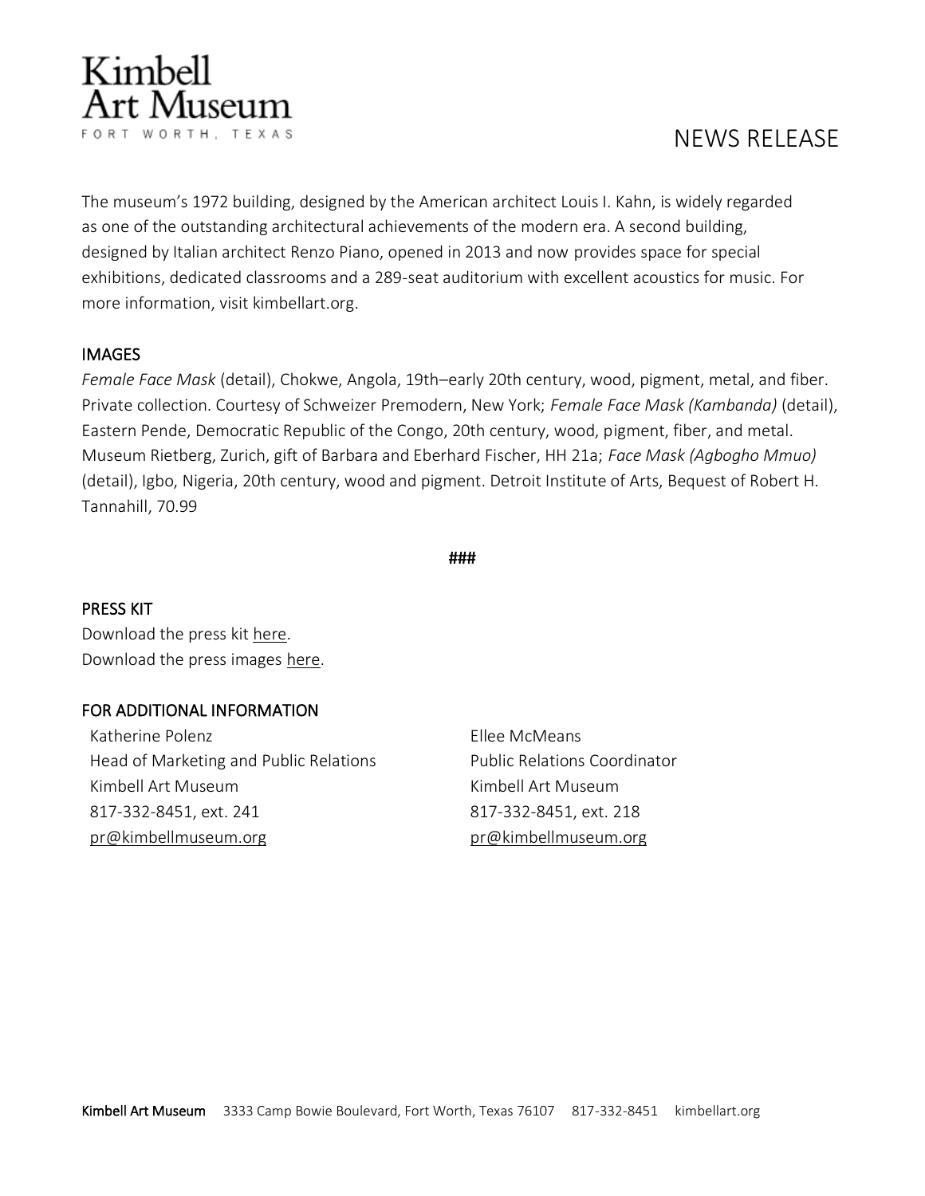The museum's 1972 building, designed by the American architect Louis I. Kahn, is widely regarded as one of the outstanding architectural achievements of the modern era. A second building, designed by Italian architect Renzo Piano, opened in 2013 and now provides space for special exhibitions, dedicated classrooms and a 289-seat auditorium with excellent acoustics for music. For more information, visit kimbellart.org.

## IMAGES

*Female Face Mask* (detail), Chokwe, Angola, 19th–early 20th century, wood, pigment, metal, and fiber. Private collection. Courtesy of Schweizer Premodern, New York; *Female Face Mask (Kambanda)* (detail), Eastern Pende, Democratic Republic of the Congo, 20th century, wood, pigment, fiber, and metal. Museum Rietberg, Zurich, gift of Barbara and Eberhard Fischer, HH 21a; *Face Mask (Agbogho Mmuo)* (detail), Igbo, Nigeria, 20th century, wood and pigment. Detroit Institute of Arts, Bequest of Robert H. Tannahill, 70.99

**###**

## PRESS KIT

Download the press kit here.
Download the press images here.

## FOR ADDITIONAL INFORMATION

Katherine Polenz
Head of Marketing and Public Relations
Kimbell Art Museum
817-332-8451, ext. 241
pr@kimbellmuseum.org

Ellee McMeans
Public Relations Coordinator
Kimbell Art Museum
817-332-8451, ext. 218
pr@kimbellmuseum.org